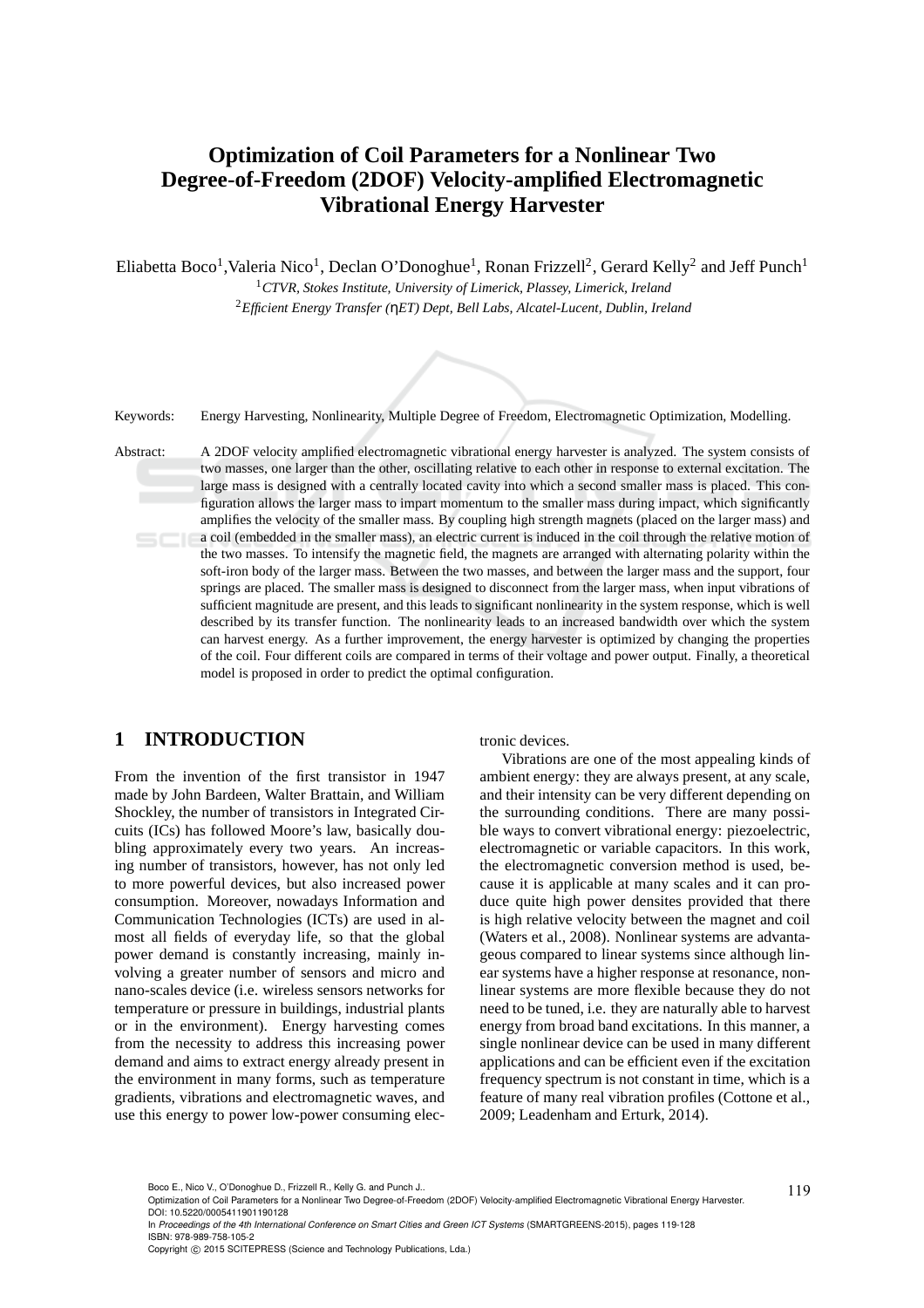# Optimization of Coil Parameters for a Nonlinear Two Degree-of-Freedom (2DOF) Velocity-amplified Electromagnetic Vibrational Energy Harvester

Eliabetta Boco[1],Valeria Nico[1], Declan O'Donoghue[1], Ronan Frizzell[2], Gerard Kelly[2] and Jeff Punch[1]

[1]*CTVR, Stokes Institute, University of Limerick, Plassey, Limerick, Ireland*

[2]*Efficient Energy Transfer (ηET) Dept, Bell Labs, Alcatel-Lucent, Dublin, Ireland*

Keywords: Energy Harvesting, Nonlinearity, Multiple Degree of Freedom, Electromagnetic Optimization, Modelling.

Abstract: A 2DOF velocity amplified electromagnetic vibrational energy harvester is analyzed. The system consists of two masses, one larger than the other, oscillating relative to each other in response to external excitation. The large mass is designed with a centrally located cavity into which a second smaller mass is placed. This configuration allows the larger mass to impart momentum to the smaller mass during impact, which significantly amplifies the velocity of the smaller mass. By coupling high strength magnets (placed on the larger mass) and a coil (embedded in the smaller mass), an electric current is induced in the coil through the relative motion of the two masses. To intensify the magnetic field, the magnets are arranged with alternating polarity within the soft-iron body of the larger mass. Between the two masses, and between the larger mass and the support, four springs are placed. The smaller mass is designed to disconnect from the larger mass, when input vibrations of sufficient magnitude are present, and this leads to significant nonlinearity in the system response, which is well described by its transfer function. The nonlinearity leads to an increased bandwidth over which the system can harvest energy. As a further improvement, the energy harvester is optimized by changing the properties of the coil. Four different coils are compared in terms of their voltage and power output. Finally, a theoretical model is proposed in order to predict the optimal configuration.

## 1 INTRODUCTION

From the invention of the first transistor in 1947 made by John Bardeen, Walter Brattain, and William Shockley, the number of transistors in Integrated Circuits (ICs) has followed Moore's law, basically doubling approximately every two years. An increasing number of transistors, however, has not only led to more powerful devices, but also increased power consumption. Moreover, nowadays Information and Communication Technologies (ICTs) are used in almost all fields of everyday life, so that the global power demand is constantly increasing, mainly involving a greater number of sensors and micro and nano-scales device (i.e. wireless sensors networks for temperature or pressure in buildings, industrial plants or in the environment). Energy harvesting comes from the necessity to address this increasing power demand and aims to extract energy already present in the environment in many forms, such as temperature gradients, vibrations and electromagnetic waves, and use this energy to power low-power consuming electronic devices.

Vibrations are one of the most appealing kinds of ambient energy: they are always present, at any scale, and their intensity can be very different depending on the surrounding conditions. There are many possible ways to convert vibrational energy: piezoelectric, electromagnetic or variable capacitors. In this work, the electromagnetic conversion method is used, because it is applicable at many scales and it can produce quite high power densites provided that there is high relative velocity between the magnet and coil (Waters et al., 2008). Nonlinear systems are advantageous compared to linear systems since although linear systems have a higher response at resonance, nonlinear systems are more flexible because they do not need to be tuned, i.e. they are naturally able to harvest energy from broad band excitations. In this manner, a single nonlinear device can be used in many different applications and can be efficient even if the excitation frequency spectrum is not constant in time, which is a feature of many real vibration profiles (Cottone et al., 2009; Leadenham and Erturk, 2014).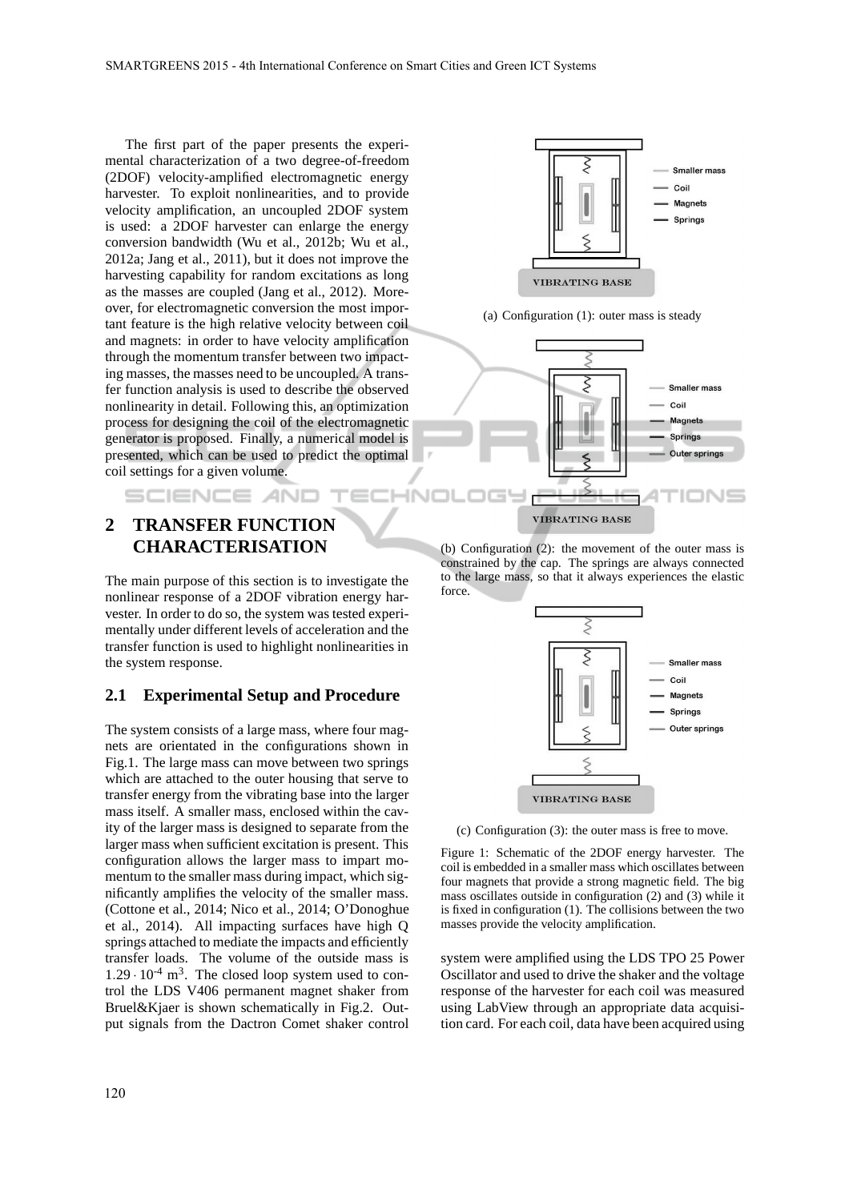The first part of the paper presents the experimental characterization of a two degree-of-freedom (2DOF) velocity-amplified electromagnetic energy harvester. To exploit nonlinearities, and to provide velocity amplification, an uncoupled 2DOF system is used: a 2DOF harvester can enlarge the energy conversion bandwidth (Wu et al., 2012b; Wu et al., 2012a; Jang et al., 2011), but it does not improve the harvesting capability for random excitations as long as the masses are coupled (Jang et al., 2012). Moreover, for electromagnetic conversion the most important feature is the high relative velocity between coil and magnets: in order to have velocity amplification through the momentum transfer between two impacting masses, the masses need to be uncoupled. A transfer function analysis is used to describe the observed nonlinearity in detail. Following this, an optimization process for designing the coil of the electromagnetic generator is proposed. Finally, a numerical model is presented, which can be used to predict the optimal coil settings for a given volume.

## 2 TRANSFER FUNCTION CHARACTERISATION

The main purpose of this section is to investigate the nonlinear response of a 2DOF vibration energy harvester. In order to do so, the system was tested experimentally under different levels of acceleration and the transfer function is used to highlight nonlinearities in the system response.

### 2.1 Experimental Setup and Procedure

The system consists of a large mass, where four magnets are orientated in the configurations shown in Fig.1. The large mass can move between two springs which are attached to the outer housing that serve to transfer energy from the vibrating base into the larger mass itself. A smaller mass, enclosed within the cavity of the larger mass is designed to separate from the larger mass when sufficient excitation is present. This configuration allows the larger mass to impart momentum to the smaller mass during impact, which significantly amplifies the velocity of the smaller mass. (Cottone et al., 2014; Nico et al., 2014; O'Donoghue et al., 2014). All impacting surfaces have high Q springs attached to mediate the impacts and efficiently transfer loads. The volume of the outside mass is $1.29 \cdot 10^{-4}$ m$^3$. The closed loop system used to control the LDS V406 permanent magnet shaker from Bruel&Kjaer is shown schematically in Fig.2. Output signals from the Dactron Comet shaker control system were amplified using the LDS TPO 25 Power Oscillator and used to drive the shaker and the voltage response of the harvester for each coil was measured using LabView through an appropriate data acquisition card. For each coil, data have been acquired using

(a) Configuration (1): outer mass is steady

(b) Configuration (2): the movement of the outer mass is constrained by the cap. The springs are always connected to the large mass, so that it always experiences the elastic force.

(c) Configuration (3): the outer mass is free to move.

Figure 1: Schematic of the 2DOF energy harvester. The coil is embedded in a smaller mass which oscillates between four magnets that provide a strong magnetic field. The big mass oscillates outside in configuration (2) and (3) while it is fixed in configuration (1). The collisions between the two masses provide the velocity amplification.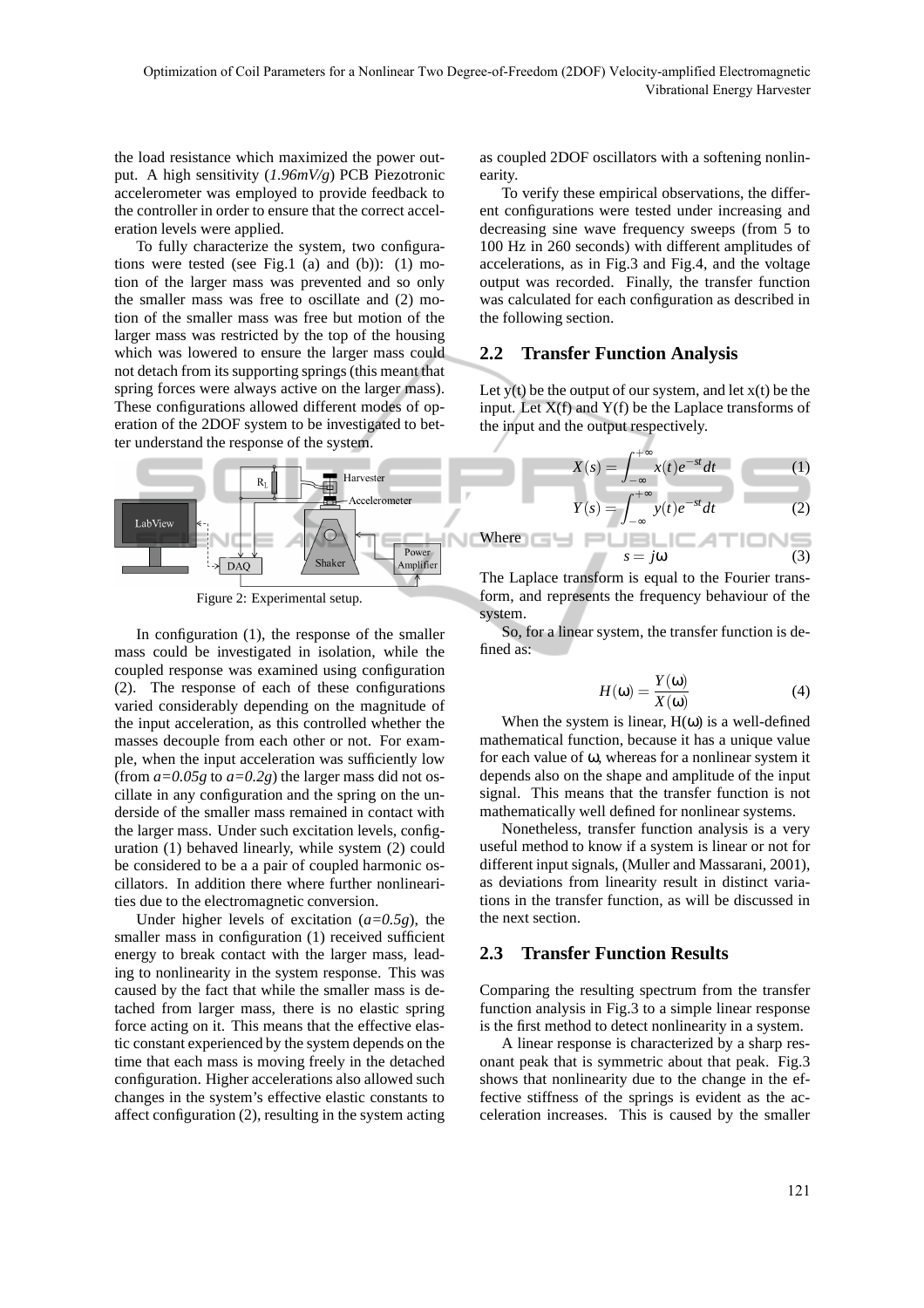the load resistance which maximized the power output. A high sensitivity (*1.96mV/g*) PCB Piezotronic accelerometer was employed to provide feedback to the controller in order to ensure that the correct acceleration levels were applied.

To fully characterize the system, two configurations were tested (see Fig.1 (a) and (b)): (1) motion of the larger mass was prevented and so only the smaller mass was free to oscillate and (2) motion of the smaller mass was free but motion of the larger mass was restricted by the top of the housing which was lowered to ensure the larger mass could not detach from its supporting springs (this meant that spring forces were always active on the larger mass). These configurations allowed different modes of operation of the 2DOF system to be investigated to better understand the response of the system.

Figure 2: Experimental setup.

In configuration (1), the response of the smaller mass could be investigated in isolation, while the coupled response was examined using configuration (2). The response of each of these configurations varied considerably depending on the magnitude of the input acceleration, as this controlled whether the masses decouple from each other or not. For example, when the input acceleration was sufficiently low (from $a=0.05g$ to $a=0.2g$) the larger mass did not oscillate in any configuration and the spring on the underside of the smaller mass remained in contact with the larger mass. Under such excitation levels, configuration (1) behaved linearly, while system (2) could be considered to be a a pair of coupled harmonic oscillators. In addition there where further nonlinearities due to the electromagnetic conversion.

Under higher levels of excitation ($a=0.5g$), the smaller mass in configuration (1) received sufficient energy to break contact with the larger mass, leading to nonlinearity in the system response. This was caused by the fact that while the smaller mass is detached from larger mass, there is no elastic spring force acting on it. This means that the effective elastic constant experienced by the system depends on the time that each mass is moving freely in the detached configuration. Higher accelerations also allowed such changes in the system's effective elastic constants to affect configuration (2), resulting in the system acting as coupled 2DOF oscillators with a softening nonlinearity.

To verify these empirical observations, the different configurations were tested under increasing and decreasing sine wave frequency sweeps (from 5 to 100 Hz in 260 seconds) with different amplitudes of accelerations, as in Fig.3 and Fig.4, and the voltage output was recorded. Finally, the transfer function was calculated for each configuration as described in the following section.

## 2.2 Transfer Function Analysis

Let y(t) be the output of our system, and let x(t) be the input. Let X(f) and Y(f) be the Laplace transforms of the input and the output respectively.

$$X(s) = \int_{-\infty}^{+\infty} x(t)e^{-st}dt \tag{1}$$

$$Y(s) = \int_{-\infty}^{+\infty} y(t)e^{-st}dt \tag{2}$$

Where

$$s = j\omega \tag{3}$$

The Laplace transform is equal to the Fourier transform, and represents the frequency behaviour of the system.

So, for a linear system, the transfer function is defined as:

$$H(\omega) = \frac{Y(\omega)}{X(\omega)} \tag{4}$$

When the system is linear, H(ω) is a well-defined mathematical function, because it has a unique value for each value of ω, whereas for a nonlinear system it depends also on the shape and amplitude of the input signal. This means that the transfer function is not mathematically well defined for nonlinear systems.

Nonetheless, transfer function analysis is a very useful method to know if a system is linear or not for different input signals, (Muller and Massarani, 2001), as deviations from linearity result in distinct variations in the transfer function, as will be discussed in the next section.

## 2.3 Transfer Function Results

Comparing the resulting spectrum from the transfer function analysis in Fig.3 to a simple linear response is the first method to detect nonlinearity in a system.

A linear response is characterized by a sharp resonant peak that is symmetric about that peak. Fig.3 shows that nonlinearity due to the change in the effective stiffness of the springs is evident as the acceleration increases. This is caused by the smaller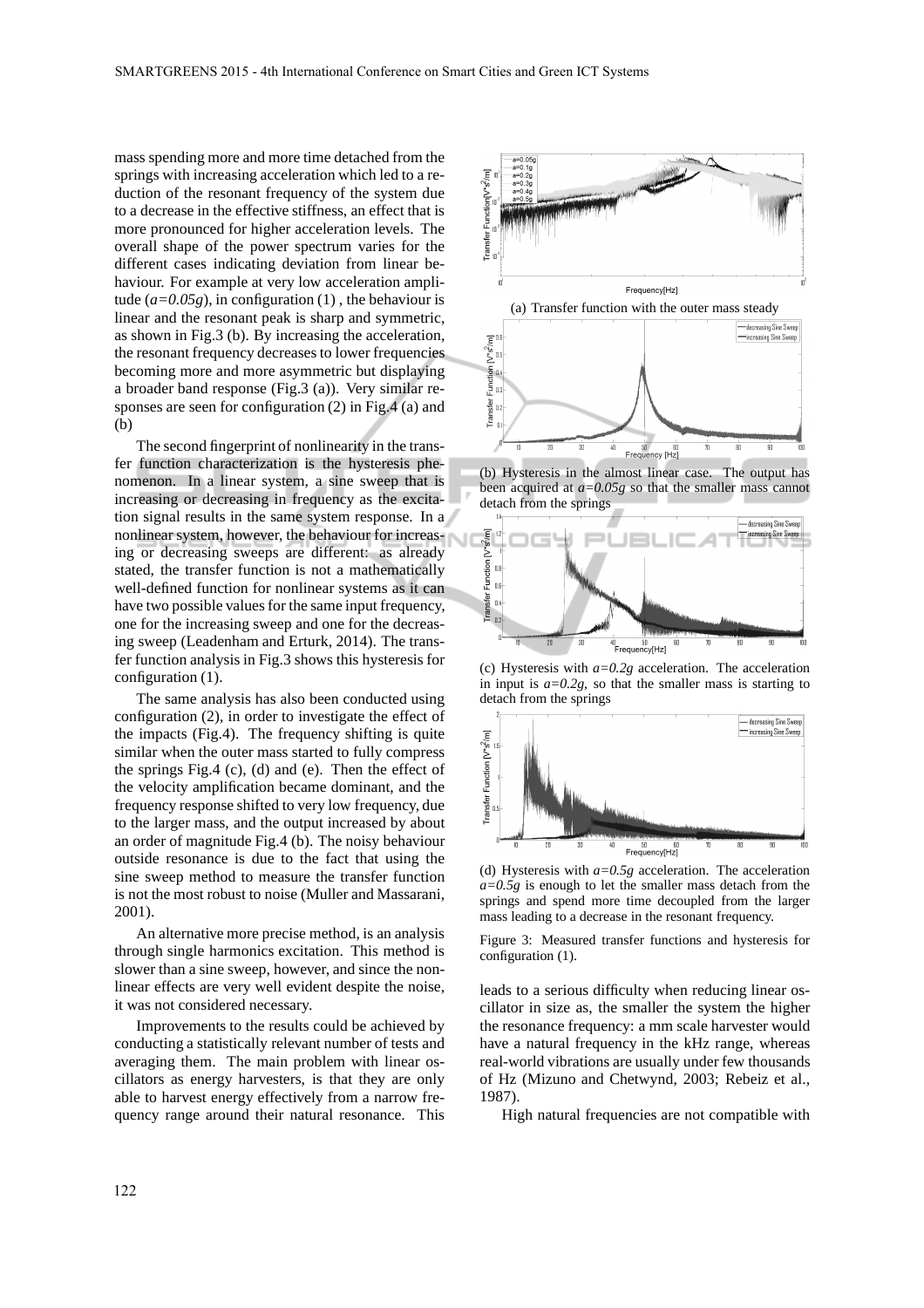mass spending more and more time detached from the springs with increasing acceleration which led to a reduction of the resonant frequency of the system due to a decrease in the effective stiffness, an effect that is more pronounced for higher acceleration levels. The overall shape of the power spectrum varies for the different cases indicating deviation from linear behaviour. For example at very low acceleration amplitude (*a=0.05g*), in configuration (1) , the behaviour is linear and the resonant peak is sharp and symmetric, as shown in Fig.3 (b). By increasing the acceleration, the resonant frequency decreases to lower frequencies becoming more and more asymmetric but displaying a broader band response (Fig.3 (a)). Very similar responses are seen for configuration (2) in Fig.4 (a) and (b)

The second fingerprint of nonlinearity in the transfer function characterization is the hysteresis phenomenon. In a linear system, a sine sweep that is increasing or decreasing in frequency as the excitation signal results in the same system response. In a nonlinear system, however, the behaviour for increasing or decreasing sweeps are different: as already stated, the transfer function is not a mathematically well-defined function for nonlinear systems as it can have two possible values for the same input frequency, one for the increasing sweep and one for the decreasing sweep (Leadenham and Erturk, 2014). The transfer function analysis in Fig.3 shows this hysteresis for configuration (1).

The same analysis has also been conducted using configuration (2), in order to investigate the effect of the impacts (Fig.4). The frequency shifting is quite similar when the outer mass started to fully compress the springs Fig.4 (c), (d) and (e). Then the effect of the velocity amplification became dominant, and the frequency response shifted to very low frequency, due to the larger mass, and the output increased by about an order of magnitude Fig.4 (b). The noisy behaviour outside resonance is due to the fact that using the sine sweep method to measure the transfer function is not the most robust to noise (Muller and Massarani, 2001).

An alternative more precise method, is an analysis through single harmonics excitation. This method is slower than a sine sweep, however, and since the nonlinear effects are very well evident despite the noise, it was not considered necessary.

Improvements to the results could be achieved by conducting a statistically relevant number of tests and averaging them. The main problem with linear oscillators as energy harvesters, is that they are only able to harvest energy effectively from a narrow frequency range around their natural resonance. This leads to a serious difficulty when reducing linear oscillator in size as, the smaller the system the higher the resonance frequency: a mm scale harvester would have a natural frequency in the kHz range, whereas real-world vibrations are usually under few thousands of Hz (Mizuno and Chetwynd, 2003; Rebeiz et al., 1987).

High natural frequencies are not compatible with

(a) Transfer function with the outer mass steady

(b) Hysteresis in the almost linear case. The output has been acquired at *a=0.05g* so that the smaller mass cannot detach from the springs

(c) Hysteresis with *a=0.2g* acceleration. The acceleration in input is *a=0.2g*, so that the smaller mass is starting to detach from the springs

(d) Hysteresis with *a=0.5g* acceleration. The acceleration *a=0.5g* is enough to let the smaller mass detach from the springs and spend more time decoupled from the larger mass leading to a decrease in the resonant frequency.

Figure 3: Measured transfer functions and hysteresis for configuration (1).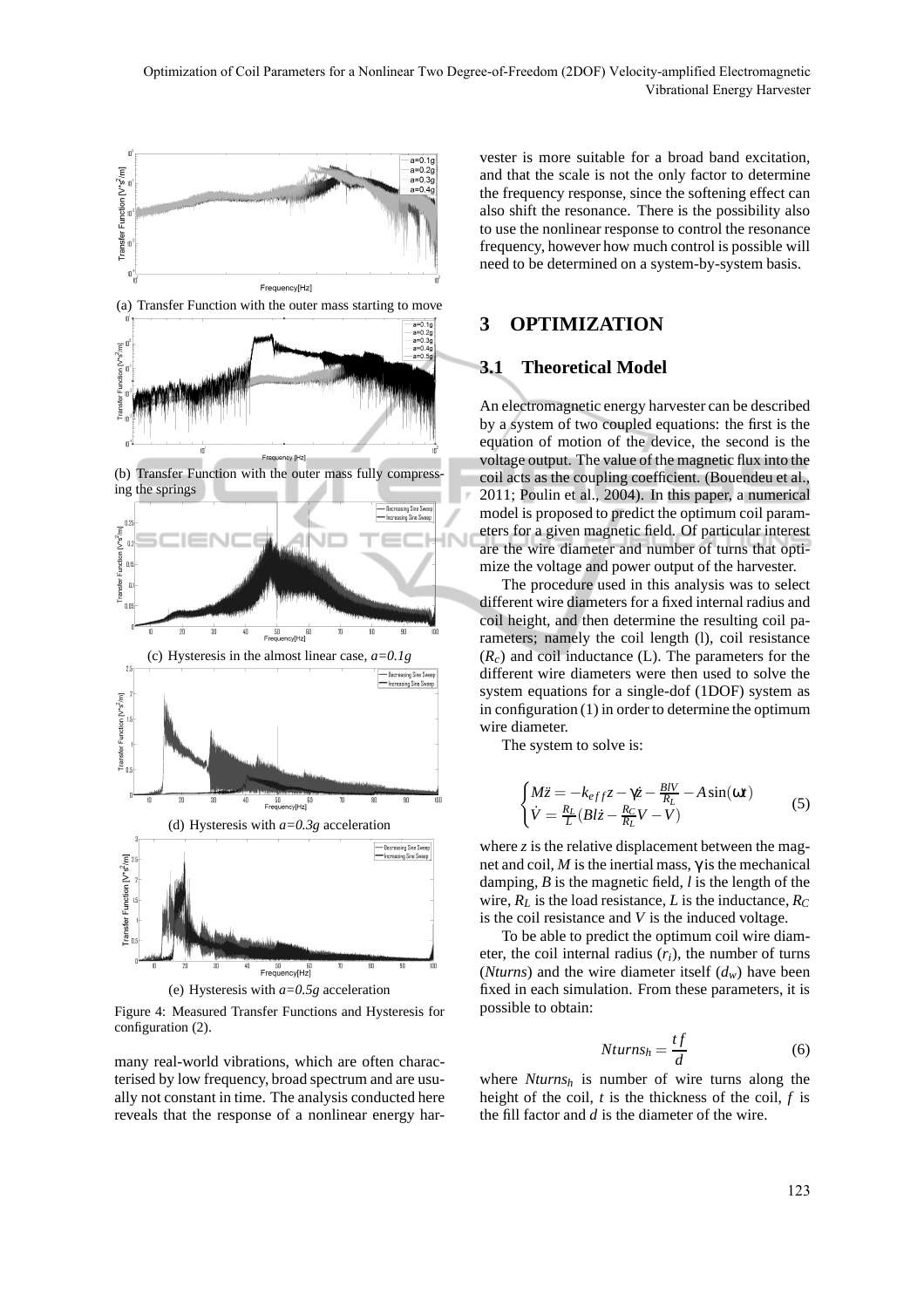(a) Transfer Function with the outer mass starting to move

(b) Transfer Function with the outer mass fully compressing the springs

(c) Hysteresis in the almost linear case, *a=0.1g*

(d) Hysteresis with *a=0.3g* acceleration

(e) Hysteresis with *a=0.5g* acceleration

Figure 4: Measured Transfer Functions and Hysteresis for configuration (2).

many real-world vibrations, which are often characterised by low frequency, broad spectrum and are usually not constant in time. The analysis conducted here reveals that the response of a nonlinear energy harvester is more suitable for a broad band excitation, and that the scale is not the only factor to determine the frequency response, since the softening effect can also shift the resonance. There is the possibility also to use the nonlinear response to control the resonance frequency, however how much control is possible will need to be determined on a system-by-system basis.

# 3 OPTIMIZATION

## 3.1 Theoretical Model

An electromagnetic energy harvester can be described by a system of two coupled equations: the first is the equation of motion of the device, the second is the voltage output. The value of the magnetic flux into the coil acts as the coupling coefficient. (Bouendeu et al., 2011; Poulin et al., 2004). In this paper, a numerical model is proposed to predict the optimum coil parameters for a given magnetic field. Of particular interest are the wire diameter and number of turns that optimize the voltage and power output of the harvester.

The procedure used in this analysis was to select different wire diameters for a fixed internal radius and coil height, and then determine the resulting coil parameters; namely the coil length (l), coil resistance ($R_c$) and coil inductance (L). The parameters for the different wire diameters were then used to solve the system equations for a single-dof (1DOF) system as in configuration (1) in order to determine the optimum wire diameter.

The system to solve is:

$$\begin{cases} M\ddot{z} = -k_{eff}z - \gamma\dot{z} - \frac{BlV}{R_L} - A\sin(\omega t) \\ \dot{V} = \frac{R_L}{L}(Bl\dot{z} - \frac{R_C}{R_L}V - V) \end{cases} \tag{5}$$

where $z$ is the relative displacement between the magnet and coil, $M$ is the inertial mass, $\gamma$ is the mechanical damping, $B$ is the magnetic field, $l$ is the length of the wire, $R_L$ is the load resistance, $L$ is the inductance, $R_C$ is the coil resistance and $V$ is the induced voltage.

To be able to predict the optimum coil wire diameter, the coil internal radius ($r_i$), the number of turns (*Nturns*) and the wire diameter itself ($d_w$) have been fixed in each simulation. From these parameters, it is possible to obtain:

$$Nturns_h = \frac{tf}{d} \tag{6}$$

where $Nturns_h$ is number of wire turns along the height of the coil, $t$ is the thickness of the coil, $f$ is the fill factor and $d$ is the diameter of the wire.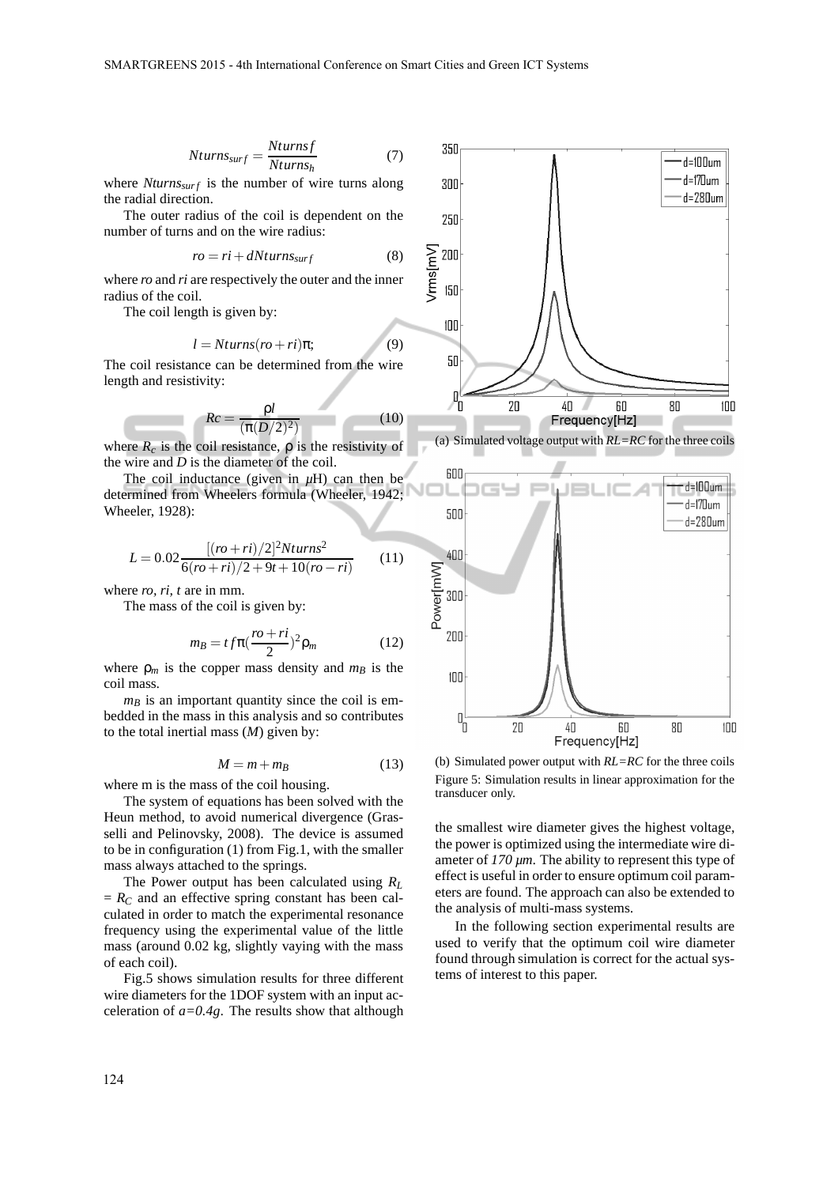$$Nturns_{surf} = \frac{Nturnsf}{Nturns_h} \tag{7}$$

where $Nturns_{surf}$ is the number of wire turns along the radial direction.

The outer radius of the coil is dependent on the number of turns and on the wire radius:

$$ro = ri + dNturns_{surf} \tag{8}$$

where *ro* and *ri* are respectively the outer and the inner radius of the coil.

The coil length is given by:

$$l = Nturns(ro + ri)\pi; \tag{9}$$

The coil resistance can be determined from the wire length and resistivity:

$$Rc = \frac{\rho l}{(\pi (D/2)^2)} \tag{10}$$

where $R_c$ is the coil resistance, $\rho$ is the resistivity of the wire and $D$ is the diameter of the coil.

The coil inductance (given in $\mu$H) can then be determined from Wheelers formula (Wheeler, 1942; Wheeler, 1928):

$$L = 0.02\frac{[(ro+ri)/2]^2 Nturns^2}{6(ro+ri)/2 + 9t + 10(ro-ri)} \tag{11}$$

where *ro, ri, t* are in mm.

The mass of the coil is given by:

$$m_B = tf\pi(\frac{ro+ri}{2})^2 \rho_m \tag{12}$$

where $\rho_m$ is the copper mass density and $m_B$ is the coil mass.

$m_B$ is an important quantity since the coil is embedded in the mass in this analysis and so contributes to the total inertial mass ($M$) given by:

$$M = m + m_B \tag{13}$$

where m is the mass of the coil housing.

The system of equations has been solved with the Heun method, to avoid numerical divergence (Grasselli and Pelinovsky, 2008). The device is assumed to be in configuration (1) from Fig.1, with the smaller mass always attached to the springs.

The Power output has been calculated using $R_L = R_C$ and an effective spring constant has been calculated in order to match the experimental resonance frequency using the experimental value of the little mass (around 0.02 kg, slightly vaying with the mass of each coil).

Fig.5 shows simulation results for three different wire diameters for the 1DOF system with an input acceleration of $a=0.4g$. The results show that although the smallest wire diameter gives the highest voltage, the power is optimized using the intermediate wire diameter of *170 µm*. The ability to represent this type of effect is useful in order to ensure optimum coil parameters are found. The approach can also be extended to the analysis of multi-mass systems.

In the following section experimental results are used to verify that the optimum coil wire diameter found through simulation is correct for the actual systems of interest to this paper.

(a) Simulated voltage output with $RL=RC$ for the three coils

(b) Simulated power output with $RL=RC$ for the three coils

Figure 5: Simulation results in linear approximation for the transducer only.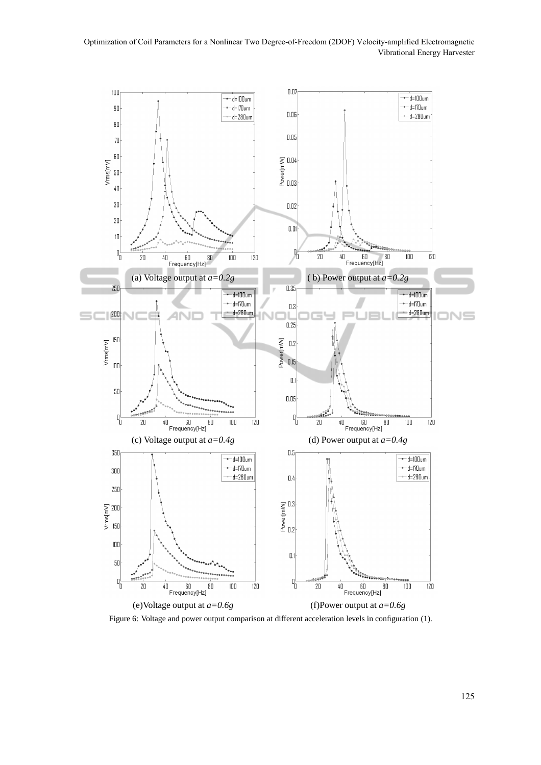(a) Voltage output at $a=0.2g$

(b) Power output at $a=0.2g$

(c) Voltage output at $a=0.4g$

(d) Power output at $a=0.4g$

(e)Voltage output at $a=0.6g$

(f)Power output at $a=0.6g$

Figure 6: Voltage and power output comparison at different acceleration levels in configuration (1).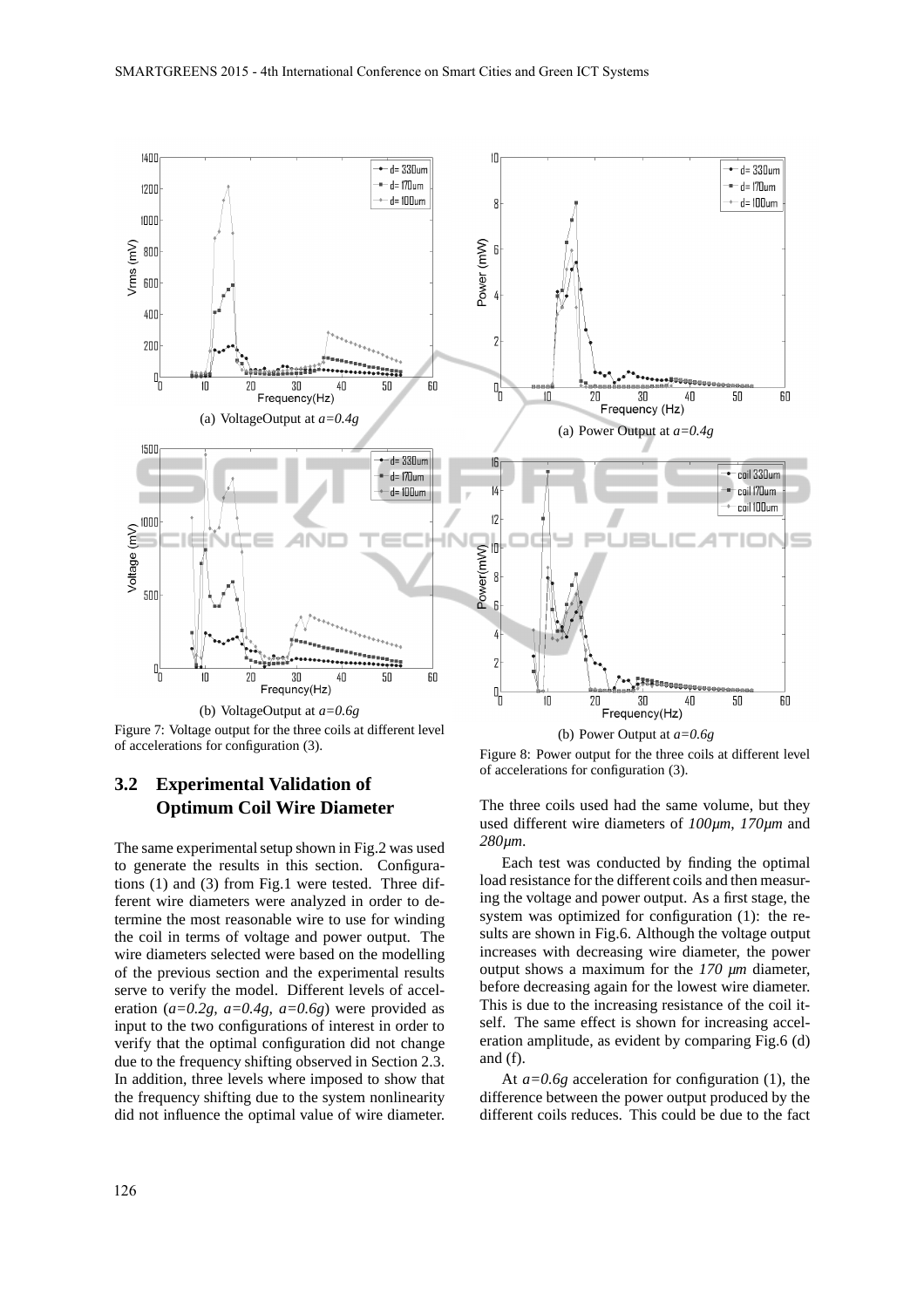(a) VoltageOutput at *a=0.4g*

(b) VoltageOutput at *a=0.6g*

Figure 7: Voltage output for the three coils at different level of accelerations for configuration (3).

(a) Power Output at *a=0.4g*

(b) Power Output at *a=0.6g*

Figure 8: Power output for the three coils at different level of accelerations for configuration (3).

## 3.2 Experimental Validation of Optimum Coil Wire Diameter

The same experimental setup shown in Fig.2 was used to generate the results in this section. Configurations (1) and (3) from Fig.1 were tested. Three different wire diameters were analyzed in order to determine the most reasonable wire to use for winding the coil in terms of voltage and power output. The wire diameters selected were based on the modelling of the previous section and the experimental results serve to verify the model. Different levels of acceleration (*a=0.2g, a=0.4g, a=0.6g*) were provided as input to the two configurations of interest in order to verify that the optimal configuration did not change due to the frequency shifting observed in Section 2.3. In addition, three levels where imposed to show that the frequency shifting due to the system nonlinearity did not influence the optimal value of wire diameter. The three coils used had the same volume, but they used different wire diameters of *100µm*, *170µm* and *280µm*.

Each test was conducted by finding the optimal load resistance for the different coils and then measuring the voltage and power output. As a first stage, the system was optimized for configuration (1): the results are shown in Fig.6. Although the voltage output increases with decreasing wire diameter, the power output shows a maximum for the *170 µm* diameter, before decreasing again for the lowest wire diameter. This is due to the increasing resistance of the coil itself. The same effect is shown for increasing acceleration amplitude, as evident by comparing Fig.6 (d) and (f).

At *a=0.6g* acceleration for configuration (1), the difference between the power output produced by the different coils reduces. This could be due to the fact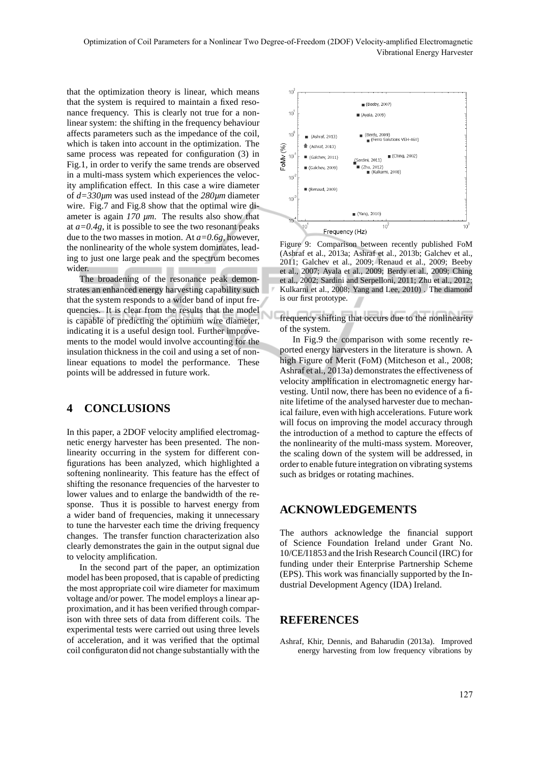that the optimization theory is linear, which means that the system is required to maintain a fixed resonance frequency. This is clearly not true for a nonlinear system: the shifting in the frequency behaviour affects parameters such as the impedance of the coil, which is taken into account in the optimization. The same process was repeated for configuration (3) in Fig.1, in order to verify the same trends are observed in a multi-mass system which experiences the velocity amplification effect. In this case a wire diameter of *d=330μm* was used instead of the *280μm* diameter wire. Fig.7 and Fig.8 show that the optimal wire diameter is again *170 μm*. The results also show that at *a=0.4g*, it is possible to see the two resonant peaks due to the two masses in motion. At *a=0.6g*, however, the nonlinearity of the whole system dominates, leading to just one large peak and the spectrum becomes wider.

The broadening of the resonance peak demonstrates an enhanced energy harvesting capability such that the system responds to a wider band of input frequencies. It is clear from the results that the model is capable of predicting the optimum wire diameter, indicating it is a useful design tool. Further improvements to the model would involve accounting for the insulation thickness in the coil and using a set of nonlinear equations to model the performance. These points will be addressed in future work.

## 4 CONCLUSIONS

In this paper, a 2DOF velocity amplified electromagnetic energy harvester has been presented. The nonlinearity occurring in the system for different configurations has been analyzed, which highlighted a softening nonlinearity. This feature has the effect of shifting the resonance frequencies of the harvester to lower values and to enlarge the bandwidth of the response. Thus it is possible to harvest energy from a wider band of frequencies, making it unnecessary to tune the harvester each time the driving frequency changes. The transfer function characterization also clearly demonstrates the gain in the output signal due to velocity amplification.

In the second part of the paper, an optimization model has been proposed, that is capable of predicting the most appropriate coil wire diameter for maximum voltage and/or power. The model employs a linear approximation, and it has been verified through comparison with three sets of data from different coils. The experimental tests were carried out using three levels of acceleration, and it was verified that the optimal coil configuraton did not change substantially with the frequency shifting that occurs due to the nonlinearity of the system.

Figure 9: Comparison between recently published FoM (Ashraf et al., 2013a; Ashraf et al., 2013b; Galchev et al., 2011; Galchev et al., 2009; Renaud et al., 2009; Beeby et al., 2007; Ayala et al., 2009; Berdy et al., 2009; Ching et al., 2002; Sardini and Serpelloni, 2011; Zhu et al., 2012; Kulkarni et al., 2008; Yang and Lee, 2010) . The diamond is our first prototype.

In Fig.9 the comparison with some recently reported energy harvesters in the literature is shown. A high Figure of Merit (FoM) (Mitcheson et al., 2008; Ashraf et al., 2013a) demonstrates the effectiveness of velocity amplification in electromagnetic energy harvesting. Until now, there has been no evidence of a finite lifetime of the analysed harvester due to mechanical failure, even with high accelerations. Future work will focus on improving the model accuracy through the introduction of a method to capture the effects of the nonlinearity of the multi-mass system. Moreover, the scaling down of the system will be addressed, in order to enable future integration on vibrating systems such as bridges or rotating machines.

## ACKNOWLEDGEMENTS

The authors acknowledge the financial support of Science Foundation Ireland under Grant No. 10/CE/I1853 and the Irish Research Council (IRC) for funding under their Enterprise Partnership Scheme (EPS). This work was financially supported by the Industrial Development Agency (IDA) Ireland.

## REFERENCES

Ashraf, Khir, Dennis, and Baharudin (2013a). Improved energy harvesting from low frequency vibrations by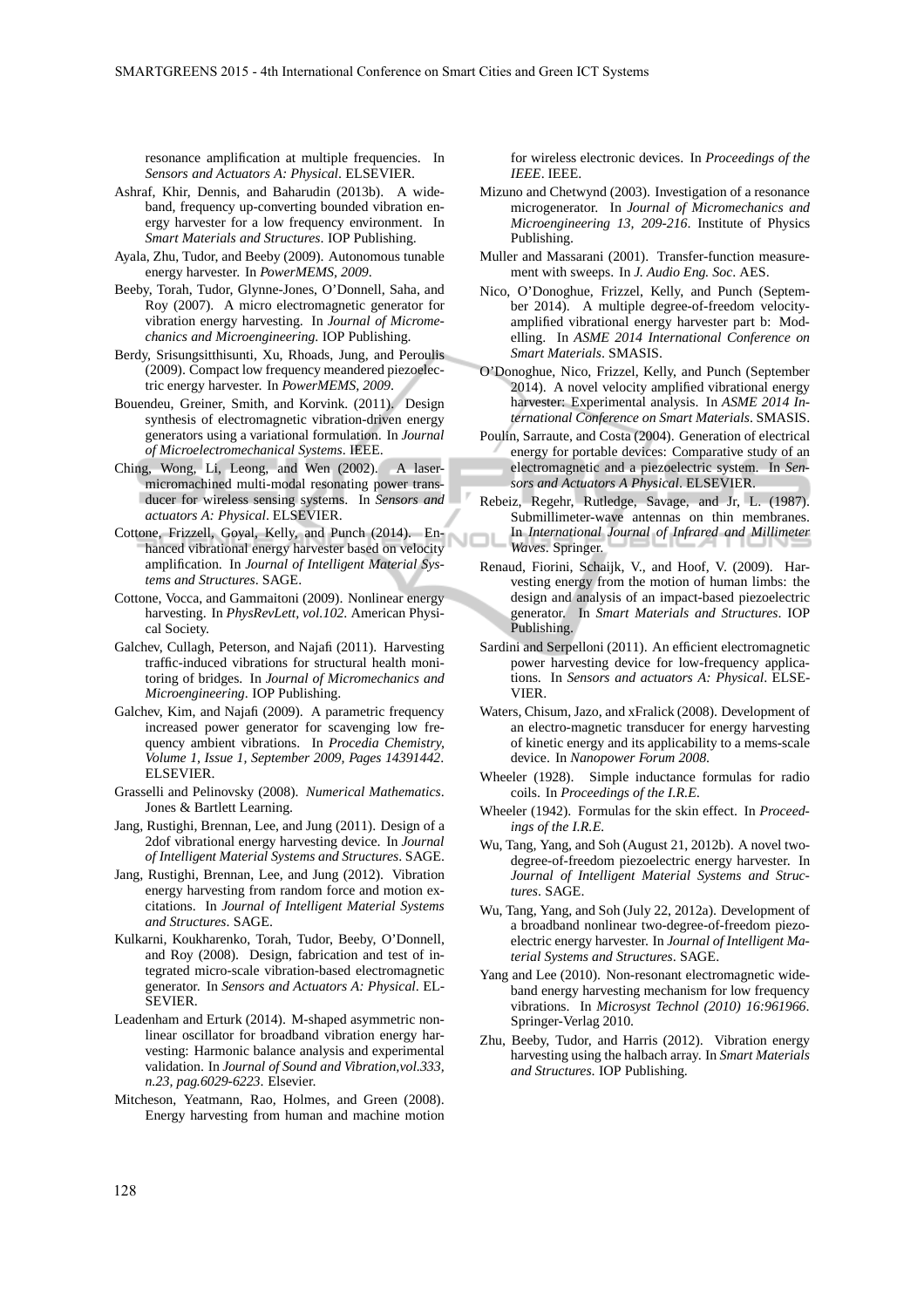resonance amplification at multiple frequencies. In *Sensors and Actuators A: Physical*. ELSEVIER.

Ashraf, Khir, Dennis, and Baharudin (2013b). A wideband, frequency up-converting bounded vibration energy harvester for a low frequency environment. In *Smart Materials and Structures*. IOP Publishing.

Ayala, Zhu, Tudor, and Beeby (2009). Autonomous tunable energy harvester. In *PowerMEMS, 2009*.

Beeby, Torah, Tudor, Glynne-Jones, O'Donnell, Saha, and Roy (2007). A micro electromagnetic generator for vibration energy harvesting. In *Journal of Micromechanics and Microengineering*. IOP Publishing.

Berdy, Srisungsitthisunti, Xu, Rhoads, Jung, and Peroulis (2009). Compact low frequency meandered piezoelectric energy harvester. In *PowerMEMS, 2009*.

Bouendeu, Greiner, Smith, and Korvink. (2011). Design synthesis of electromagnetic vibration-driven energy generators using a variational formulation. In *Journal of Microelectromechanical Systems*. IEEE.

Ching, Wong, Li, Leong, and Wen (2002). A laser-micromachined multi-modal resonating power transducer for wireless sensing systems. In *Sensors and actuators A: Physical*. ELSEVIER.

Cottone, Frizzell, Goyal, Kelly, and Punch (2014). Enhanced vibrational energy harvester based on velocity amplification. In *Journal of Intelligent Material Systems and Structures*. SAGE.

Cottone, Vocca, and Gammaitoni (2009). Nonlinear energy harvesting. In *PhysRevLett, vol.102*. American Physical Society.

Galchev, Cullagh, Peterson, and Najafi (2011). Harvesting traffic-induced vibrations for structural health monitoring of bridges. In *Journal of Micromechanics and Microengineering*. IOP Publishing.

Galchev, Kim, and Najafi (2009). A parametric frequency increased power generator for scavenging low frequency ambient vibrations. In *Procedia Chemistry, Volume 1, Issue 1, September 2009, Pages 14391442*. ELSEVIER.

Grasselli and Pelinovsky (2008). *Numerical Mathematics*. Jones & Bartlett Learning.

Jang, Rustighi, Brennan, Lee, and Jung (2011). Design of a 2dof vibrational energy harvesting device. In *Journal of Intelligent Material Systems and Structures*. SAGE.

Jang, Rustighi, Brennan, Lee, and Jung (2012). Vibration energy harvesting from random force and motion excitations. In *Journal of Intelligent Material Systems and Structures*. SAGE.

Kulkarni, Koukharenko, Torah, Tudor, Beeby, O'Donnell, and Roy (2008). Design, fabrication and test of integrated micro-scale vibration-based electromagnetic generator. In *Sensors and Actuators A: Physical*. ELSEVIER.

Leadenham and Erturk (2014). M-shaped asymmetric nonlinear oscillator for broadband vibration energy harvesting: Harmonic balance analysis and experimental validation. In *Journal of Sound and Vibration,vol.333, n.23, pag.6029-6223*. Elsevier.

Mitcheson, Yeatmann, Rao, Holmes, and Green (2008). Energy harvesting from human and machine motion for wireless electronic devices. In *Proceedings of the IEEE*. IEEE.

Mizuno and Chetwynd (2003). Investigation of a resonance microgenerator. In *Journal of Micromechanics and Microengineering 13, 209-216*. Institute of Physics Publishing.

Muller and Massarani (2001). Transfer-function measurement with sweeps. In *J. Audio Eng. Soc*. AES.

Nico, O'Donoghue, Frizzel, Kelly, and Punch (September 2014). A multiple degree-of-freedom velocity-amplified vibrational energy harvester part b: Modelling. In *ASME 2014 International Conference on Smart Materials*. SMASIS.

O'Donoghue, Nico, Frizzel, Kelly, and Punch (September 2014). A novel velocity amplified vibrational energy harvester: Experimental analysis. In *ASME 2014 International Conference on Smart Materials*. SMASIS.

Poulin, Sarraute, and Costa (2004). Generation of electrical energy for portable devices: Comparative study of an electromagnetic and a piezoelectric system. In *Sensors and Actuators A Physical*. ELSEVIER.

Rebeiz, Regehr, Rutledge, Savage, and Jr, L. (1987). Submillimeter-wave antennas on thin membranes. In *International Journal of Infrared and Millimeter Waves*. Springer.

Renaud, Fiorini, Schaijk, V., and Hoof, V. (2009). Harvesting energy from the motion of human limbs: the design and analysis of an impact-based piezoelectric generator. In *Smart Materials and Structures*. IOP Publishing.

Sardini and Serpelloni (2011). An efficient electromagnetic power harvesting device for low-frequency applications. In *Sensors and actuators A: Physical*. ELSEVIER.

Waters, Chisum, Jazo, and xFralick (2008). Development of an electro-magnetic transducer for energy harvesting of kinetic energy and its applicability to a mems-scale device. In *Nanopower Forum 2008*.

Wheeler (1928). Simple inductance formulas for radio coils. In *Proceedings of the I.R.E.*

Wheeler (1942). Formulas for the skin effect. In *Proceedings of the I.R.E.*

Wu, Tang, Yang, and Soh (August 21, 2012b). A novel two-degree-of-freedom piezoelectric energy harvester. In *Journal of Intelligent Material Systems and Structures*. SAGE.

Wu, Tang, Yang, and Soh (July 22, 2012a). Development of a broadband nonlinear two-degree-of-freedom piezoelectric energy harvester. In *Journal of Intelligent Material Systems and Structures*. SAGE.

Yang and Lee (2010). Non-resonant electromagnetic wideband energy harvesting mechanism for low frequency vibrations. In *Microsyst Technol (2010) 16:961966*. Springer-Verlag 2010.

Zhu, Beeby, Tudor, and Harris (2012). Vibration energy harvesting using the halbach array. In *Smart Materials and Structures*. IOP Publishing.